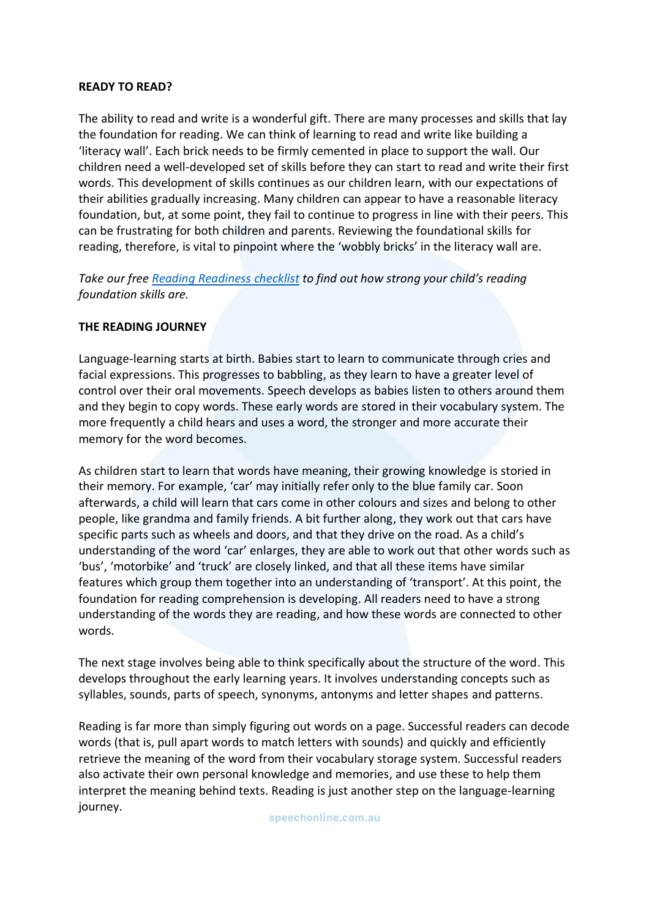**READY TO READ?**

The ability to read and write is a wonderful gift. There are many processes and skills that lay the foundation for reading. We can think of learning to read and write like building a 'literacy wall'. Each brick needs to be firmly cemented in place to support the wall. Our children need a well-developed set of skills before they can start to read and write their first words. This development of skills continues as our children learn, with our expectations of their abilities gradually increasing. Many children can appear to have a reasonable literacy foundation, but, at some point, they fail to continue to progress in line with their peers. This can be frustrating for both children and parents. Reviewing the foundational skills for reading, therefore, is vital to pinpoint where the 'wobbly bricks' in the literacy wall are.

*Take our free [Reading Readiness checklist]() to find out how strong your child's reading foundation skills are.*

**THE READING JOURNEY**

Language-learning starts at birth. Babies start to learn to communicate through cries and facial expressions. This progresses to babbling, as they learn to have a greater level of control over their oral movements. Speech develops as babies listen to others around them and they begin to copy words. These early words are stored in their vocabulary system. The more frequently a child hears and uses a word, the stronger and more accurate their memory for the word becomes.

As children start to learn that words have meaning, their growing knowledge is storied in their memory. For example, 'car' may initially refer only to the blue family car. Soon afterwards, a child will learn that cars come in other colours and sizes and belong to other people, like grandma and family friends. A bit further along, they work out that cars have specific parts such as wheels and doors, and that they drive on the road. As a child's understanding of the word 'car' enlarges, they are able to work out that other words such as 'bus', 'motorbike' and 'truck' are closely linked, and that all these items have similar features which group them together into an understanding of 'transport'. At this point, the foundation for reading comprehension is developing. All readers need to have a strong understanding of the words they are reading, and how these words are connected to other words.

The next stage involves being able to think specifically about the structure of the word. This develops throughout the early learning years. It involves understanding concepts such as syllables, sounds, parts of speech, synonyms, antonyms and letter shapes and patterns.

Reading is far more than simply figuring out words on a page. Successful readers can decode words (that is, pull apart words to match letters with sounds) and quickly and efficiently retrieve the meaning of the word from their vocabulary storage system. Successful readers also activate their own personal knowledge and memories, and use these to help them interpret the meaning behind texts. Reading is just another step on the language-learning journey.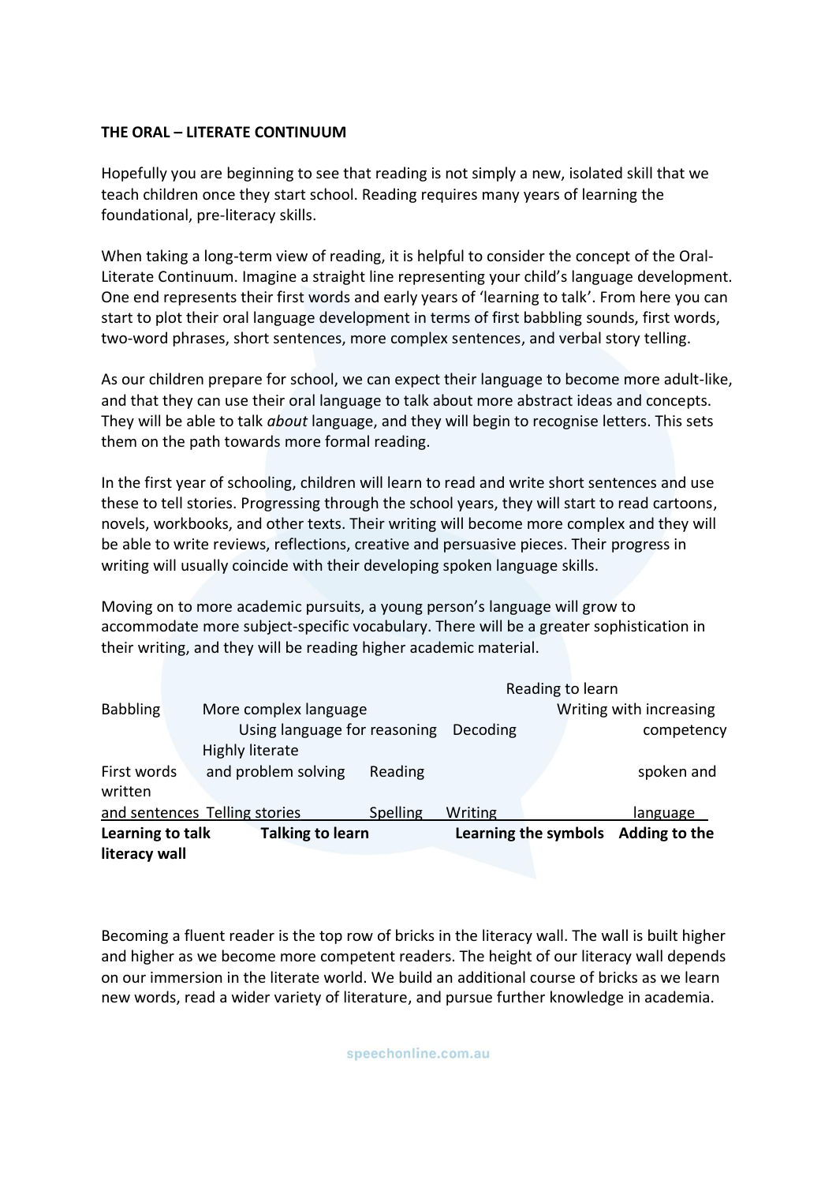**THE ORAL – LITERATE CONTINUUM**

Hopefully you are beginning to see that reading is not simply a new, isolated skill that we teach children once they start school. Reading requires many years of learning the foundational, pre-literacy skills.

When taking a long-term view of reading, it is helpful to consider the concept of the Oral-Literate Continuum. Imagine a straight line representing your child's language development. One end represents their first words and early years of 'learning to talk'. From here you can start to plot their oral language development in terms of first babbling sounds, first words, two-word phrases, short sentences, more complex sentences, and verbal story telling.

As our children prepare for school, we can expect their language to become more adult-like, and that they can use their oral language to talk about more abstract ideas and concepts. They will be able to talk *about* language, and they will begin to recognise letters. This sets them on the path towards more formal reading.

In the first year of schooling, children will learn to read and write short sentences and use these to tell stories. Progressing through the school years, they will start to read cartoons, novels, workbooks, and other texts. Their writing will become more complex and they will be able to write reviews, reflections, creative and persuasive pieces. Their progress in writing will usually coincide with their developing spoken language skills.

Moving on to more academic pursuits, a young person's language will grow to accommodate more subject-specific vocabulary. There will be a greater sophistication in their writing, and they will be reading higher academic material.

Reading to learn

Babbling More complex language Writing with increasing

Using language for reasoning Decoding competency

Highly literate

First words and problem solving Reading spoken and

written

and sentences Telling stories Spelling Writing language

**Learning to talk** **Talking to learn** **Learning the symbols** **Adding to the literacy wall**

Becoming a fluent reader is the top row of bricks in the literacy wall. The wall is built higher and higher as we become more competent readers. The height of our literacy wall depends on our immersion in the literate world. We build an additional course of bricks as we learn new words, read a wider variety of literature, and pursue further knowledge in academia.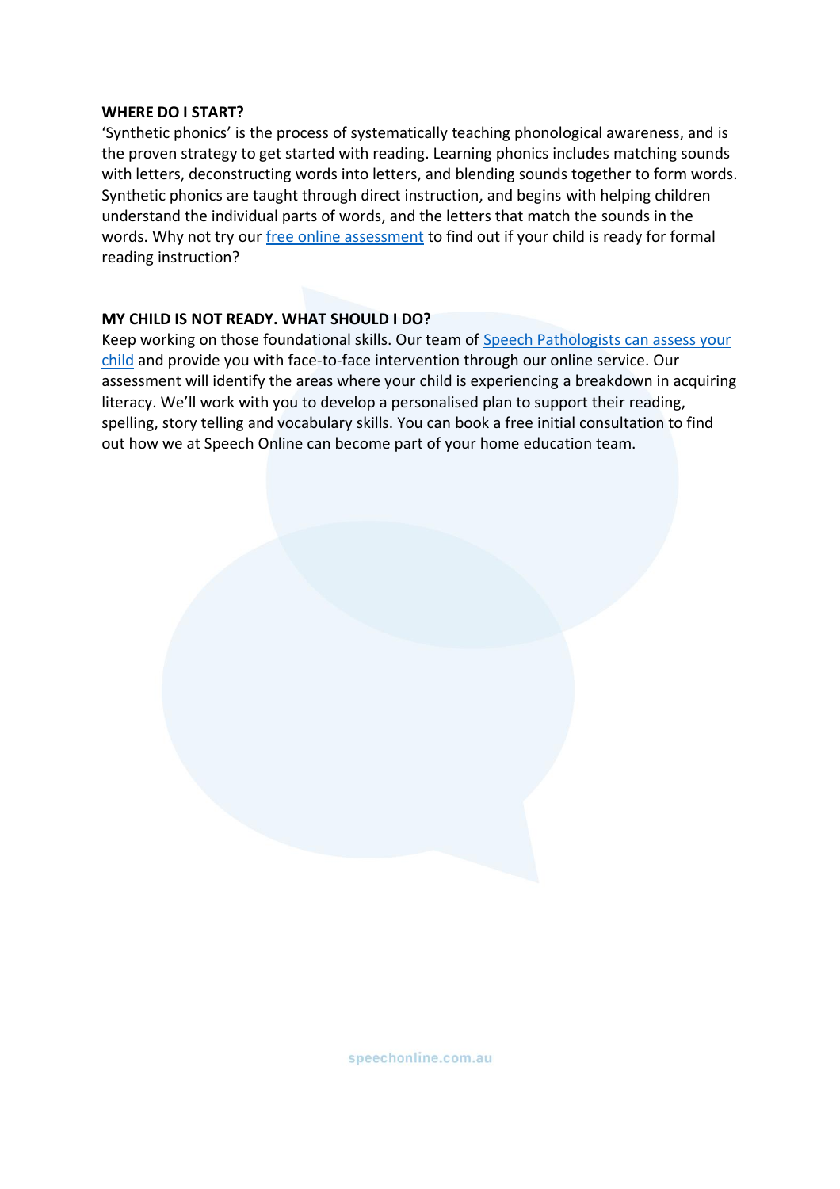**WHERE DO I START?**

'Synthetic phonics' is the process of systematically teaching phonological awareness, and is the proven strategy to get started with reading. Learning phonics includes matching sounds with letters, deconstructing words into letters, and blending sounds together to form words. Synthetic phonics are taught through direct instruction, and begins with helping children understand the individual parts of words, and the letters that match the sounds in the words. Why not try our free online assessment to find out if your child is ready for formal reading instruction?

**MY CHILD IS NOT READY. WHAT SHOULD I DO?**

Keep working on those foundational skills. Our team of Speech Pathologists can assess your child and provide you with face-to-face intervention through our online service. Our assessment will identify the areas where your child is experiencing a breakdown in acquiring literacy. We'll work with you to develop a personalised plan to support their reading, spelling, story telling and vocabulary skills. You can book a free initial consultation to find out how we at Speech Online can become part of your home education team.